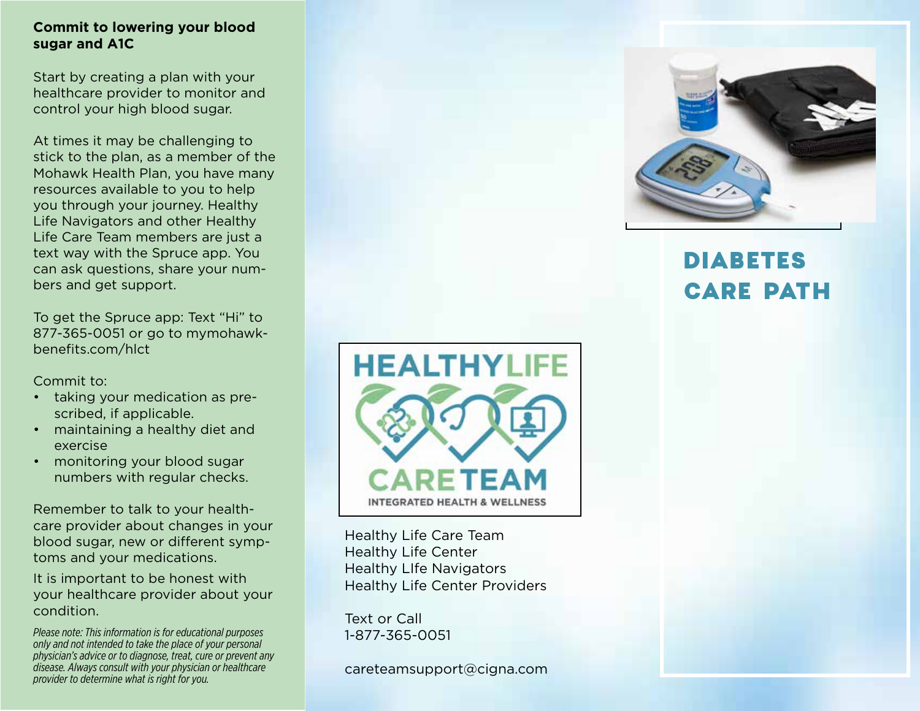**Commit to lowering your blood sugar and A1C**

Start by creating a plan with your healthcare provider to monitor and control your high blood sugar.

At times it may be challenging to stick to the plan, as a member of the Mohawk Health Plan, you have many resources available to you to help you through your journey. Healthy Life Navigators and other Healthy Life Care Team members are just a text way with the Spruce app. You can ask questions, share your numbers and get support.

To get the Spruce app: Text "Hi" to 877-365-0051 or go to mymohawkbenefits.com/hlct

Commit to:

- taking your medication as prescribed, if applicable.
- maintaining a healthy diet and exercise
- monitoring your blood sugar numbers with regular checks.

Remember to talk to your healthcare provider about changes in your blood sugar, new or different symptoms and your medications.

It is important to be honest with your healthcare provider about your condition.

*Please note: This information is for educational purposes only and not intended to take the place of your personal physician's advice or to diagnose, treat, cure or prevent any disease. Always consult with your physician or healthcare provider to determine what is right for you.*

HEALTHYLIFE CARETEAM
INTEGRATED HEALTH & WELLNESS

Healthy Life Care Team
Healthy Life Center
Healthy LIfe Navigators
Healthy Life Center Providers

Text or Call
1-877-365-0051

careteamsupport@cigna.com

# DIABETES CARE PATH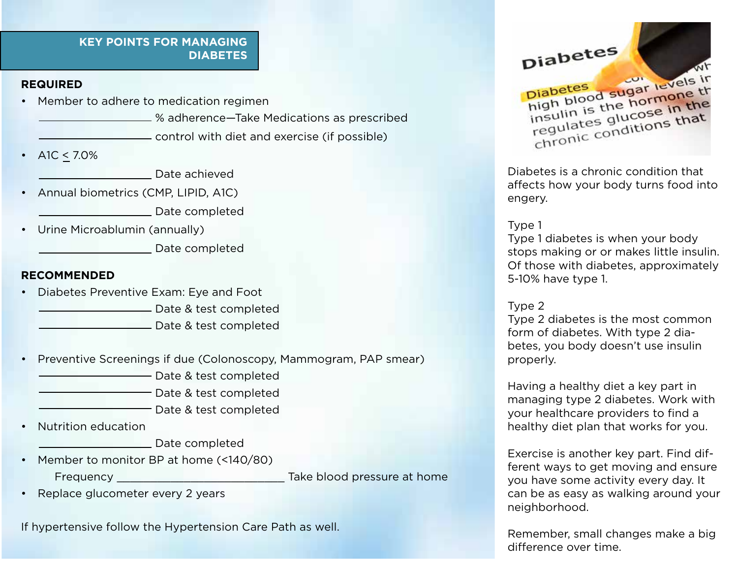## KEY POINTS FOR MANAGING DIABETES

**REQUIRED**

- Member to adhere to medication regimen

  ________________ % adherence—Take Medications as prescribed

  ________________ control with diet and exercise (if possible)

- A1C ≤ 7.0%

  ________________ Date achieved

- Annual biometrics (CMP, LIPID, A1C)

  ________________ Date completed

- Urine Microablumin (annually)

  ________________ Date completed

**RECOMMENDED**

- Diabetes Preventive Exam: Eye and Foot

  ________________ Date & test completed

  ________________ Date & test completed

- Preventive Screenings if due (Colonoscopy, Mammogram, PAP smear)

  ________________ Date & test completed

  ________________ Date & test completed

  ________________ Date & test completed

- Nutrition education

  ________________ Date completed

- Member to monitor BP at home (<140/80)

  Frequency ________________________ Take blood pressure at home

- Replace glucometer every 2 years

If hypertensive follow the Hypertension Care Path as well.

Diabetes is a chronic condition that affects how your body turns food into engery.

Type 1
Type 1 diabetes is when your body stops making or or makes little insulin. Of those with diabetes, approximately 5-10% have type 1.

Type 2
Type 2 diabetes is the most common form of diabetes. With type 2 diabetes, you body doesn't use insulin properly.

Having a healthy diet a key part in managing type 2 diabetes. Work with your healthcare providers to find a healthy diet plan that works for you.

Exercise is another key part. Find different ways to get moving and ensure you have some activity every day. It can be as easy as walking around your neighborhood.

Remember, small changes make a big difference over time.